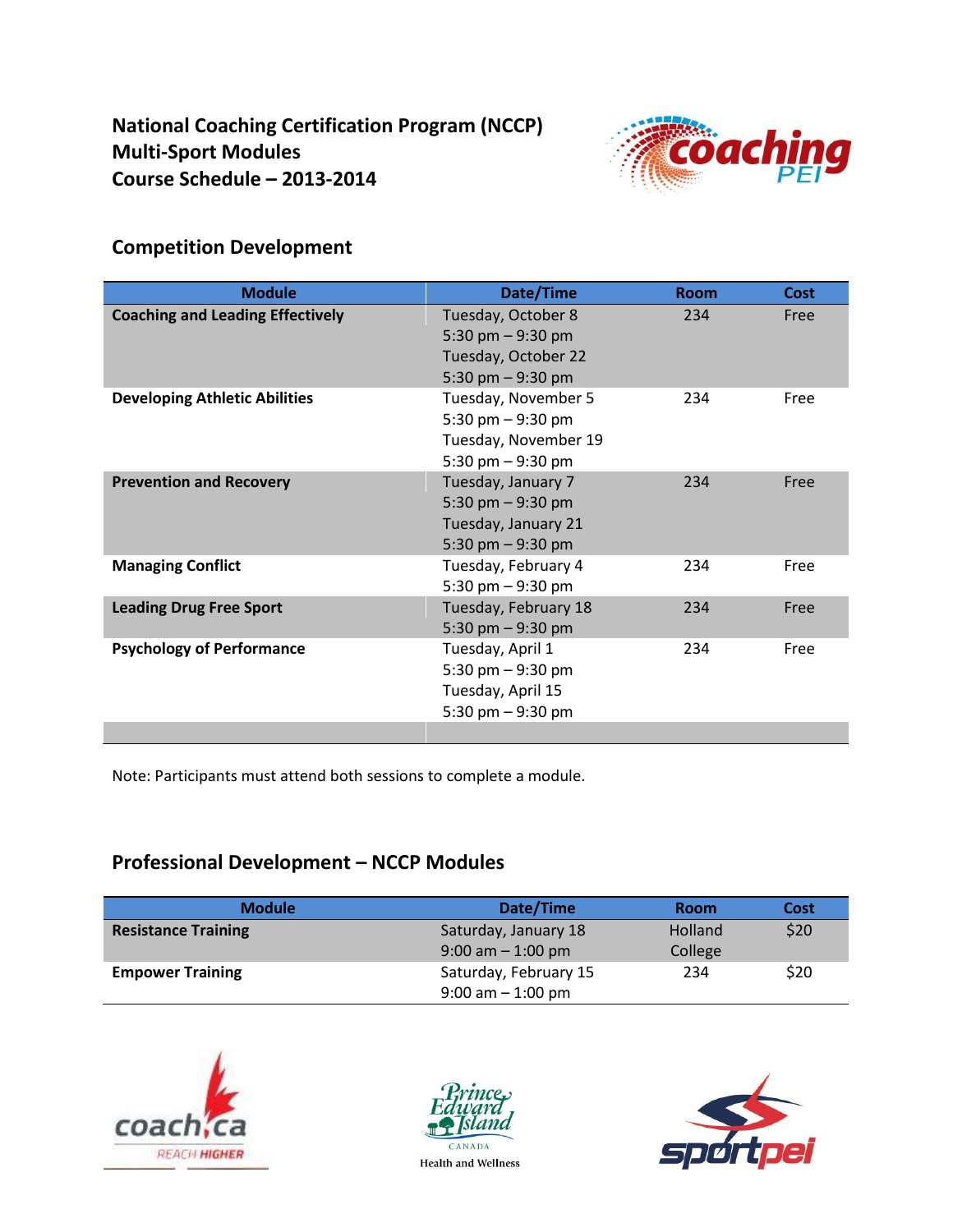# National Coaching Certification Program (NCCP)
# Multi-Sport Modules
# Course Schedule – 2013-2014

## Competition Development

| Module | Date/Time | Room | Cost |
|---|---|---|---|
| **Coaching and Leading Effectively** | Tuesday, October 8<br>5:30 pm – 9:30 pm<br>Tuesday, October 22<br>5:30 pm – 9:30 pm | 234 | Free |
| **Developing Athletic Abilities** | Tuesday, November 5<br>5:30 pm – 9:30 pm<br>Tuesday, November 19<br>5:30 pm – 9:30 pm | 234 | Free |
| **Prevention and Recovery** | Tuesday, January 7<br>5:30 pm – 9:30 pm<br>Tuesday, January 21<br>5:30 pm – 9:30 pm | 234 | Free |
| **Managing Conflict** | Tuesday, February 4<br>5:30 pm – 9:30 pm | 234 | Free |
| **Leading Drug Free Sport** | Tuesday, February 18<br>5:30 pm – 9:30 pm | 234 | Free |
| **Psychology of Performance** | Tuesday, April 1<br>5:30 pm – 9:30 pm<br>Tuesday, April 15<br>5:30 pm – 9:30 pm | 234 | Free |

Note: Participants must attend both sessions to complete a module.

## Professional Development – NCCP Modules

| Module | Date/Time | Room | Cost |
|---|---|---|---|
| **Resistance Training** | Saturday, January 18<br>9:00 am – 1:00 pm | Holland College | $20 |
| **Empower Training** | Saturday, February 15<br>9:00 am – 1:00 pm | 234 | $20 |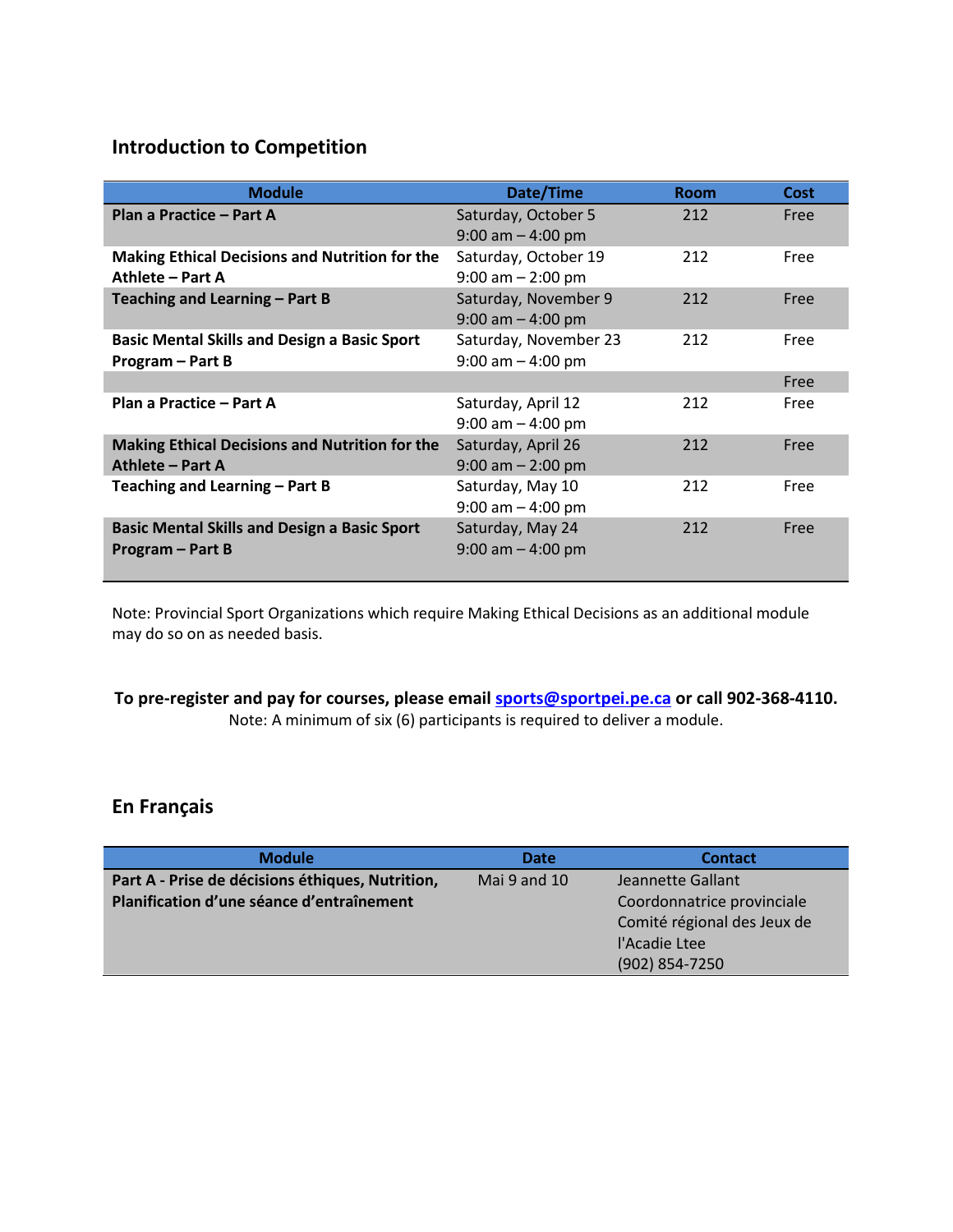## Introduction to Competition

| Module | Date/Time | Room | Cost |
|---|---|---|---|
| **Plan a Practice – Part A** | Saturday, October 5<br>9:00 am – 4:00 pm | 212 | Free |
| **Making Ethical Decisions and Nutrition for the Athlete – Part A** | Saturday, October 19<br>9:00 am – 2:00 pm | 212 | Free |
| **Teaching and Learning – Part B** | Saturday, November 9<br>9:00 am – 4:00 pm | 212 | Free |
| **Basic Mental Skills and Design a Basic Sport Program – Part B** | Saturday, November 23<br>9:00 am – 4:00 pm | 212 | Free |
| | | | Free |
| **Plan a Practice – Part A** | Saturday, April 12<br>9:00 am – 4:00 pm | 212 | Free |
| **Making Ethical Decisions and Nutrition for the Athlete – Part A** | Saturday, April 26<br>9:00 am – 2:00 pm | 212 | Free |
| **Teaching and Learning – Part B** | Saturday, May 10<br>9:00 am – 4:00 pm | 212 | Free |
| **Basic Mental Skills and Design a Basic Sport Program – Part B** | Saturday, May 24<br>9:00 am – 4:00 pm | 212 | Free |

Note: Provincial Sport Organizations which require Making Ethical Decisions as an additional module may do so on as needed basis.

**To pre-register and pay for courses, please email sports@sportpei.pe.ca or call 902-368-4110.**

Note: A minimum of six (6) participants is required to deliver a module.

## En Français

| Module | Date | Contact |
|---|---|---|
| **Part A - Prise de décisions éthiques, Nutrition, Planification d'une séance d'entraînement** | Mai 9 and 10 | Jeannette Gallant<br>Coordonnatrice provinciale<br>Comité régional des Jeux de l'Acadie Ltee<br>(902) 854-7250 |